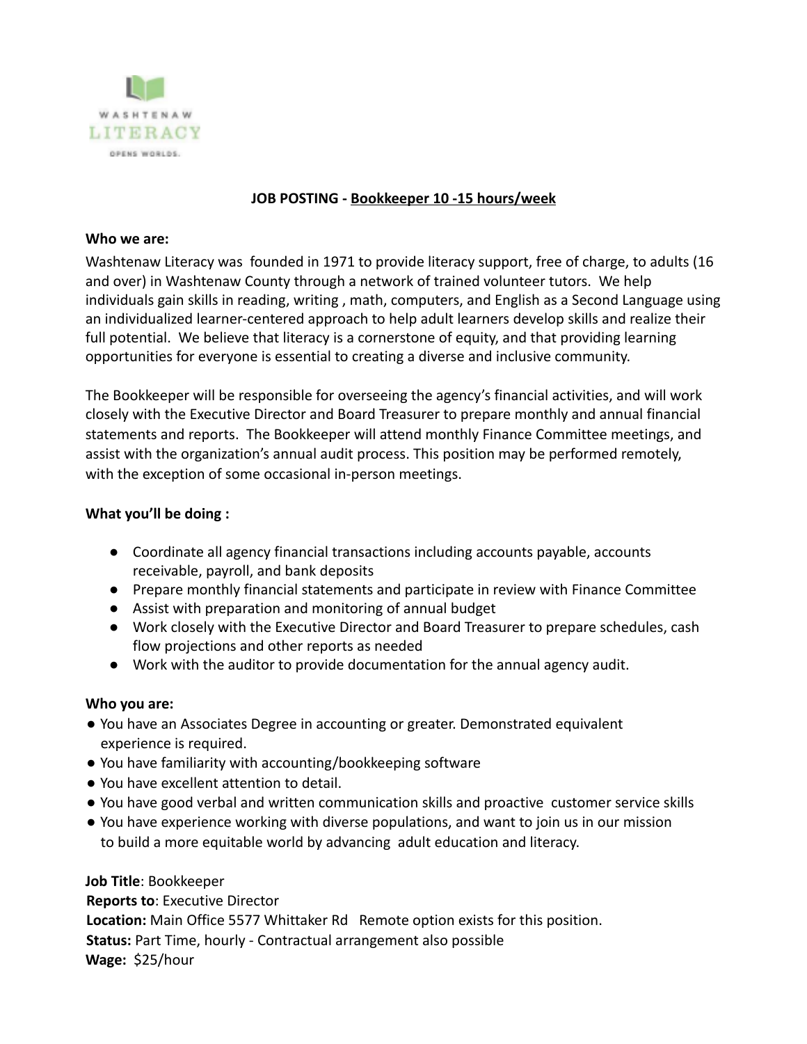WASHTENAW
LITERACY
OPENS WORLDS.

## JOB POSTING - Bookkeeper 10 -15 hours/week

**Who we are:**

Washtenaw Literacy was founded in 1971 to provide literacy support, free of charge, to adults (16 and over) in Washtenaw County through a network of trained volunteer tutors. We help individuals gain skills in reading, writing , math, computers, and English as a Second Language using an individualized learner-centered approach to help adult learners develop skills and realize their full potential. We believe that literacy is a cornerstone of equity, and that providing learning opportunities for everyone is essential to creating a diverse and inclusive community.

The Bookkeeper will be responsible for overseeing the agency's financial activities, and will work closely with the Executive Director and Board Treasurer to prepare monthly and annual financial statements and reports. The Bookkeeper will attend monthly Finance Committee meetings, and assist with the organization's annual audit process. This position may be performed remotely, with the exception of some occasional in-person meetings.

**What you'll be doing :**

- Coordinate all agency financial transactions including accounts payable, accounts receivable, payroll, and bank deposits
- Prepare monthly financial statements and participate in review with Finance Committee
- Assist with preparation and monitoring of annual budget
- Work closely with the Executive Director and Board Treasurer to prepare schedules, cash flow projections and other reports as needed
- Work with the auditor to provide documentation for the annual agency audit.

**Who you are:**

- You have an Associates Degree in accounting or greater. Demonstrated equivalent experience is required.
- You have familiarity with accounting/bookkeeping software
- You have excellent attention to detail.
- You have good verbal and written communication skills and proactive customer service skills
- You have experience working with diverse populations, and want to join us in our mission to build a more equitable world by advancing adult education and literacy.

**Job Title**: Bookkeeper
**Reports to**: Executive Director
**Location:** Main Office 5577 Whittaker Rd Remote option exists for this position.
**Status:** Part Time, hourly - Contractual arrangement also possible
**Wage:** $25/hour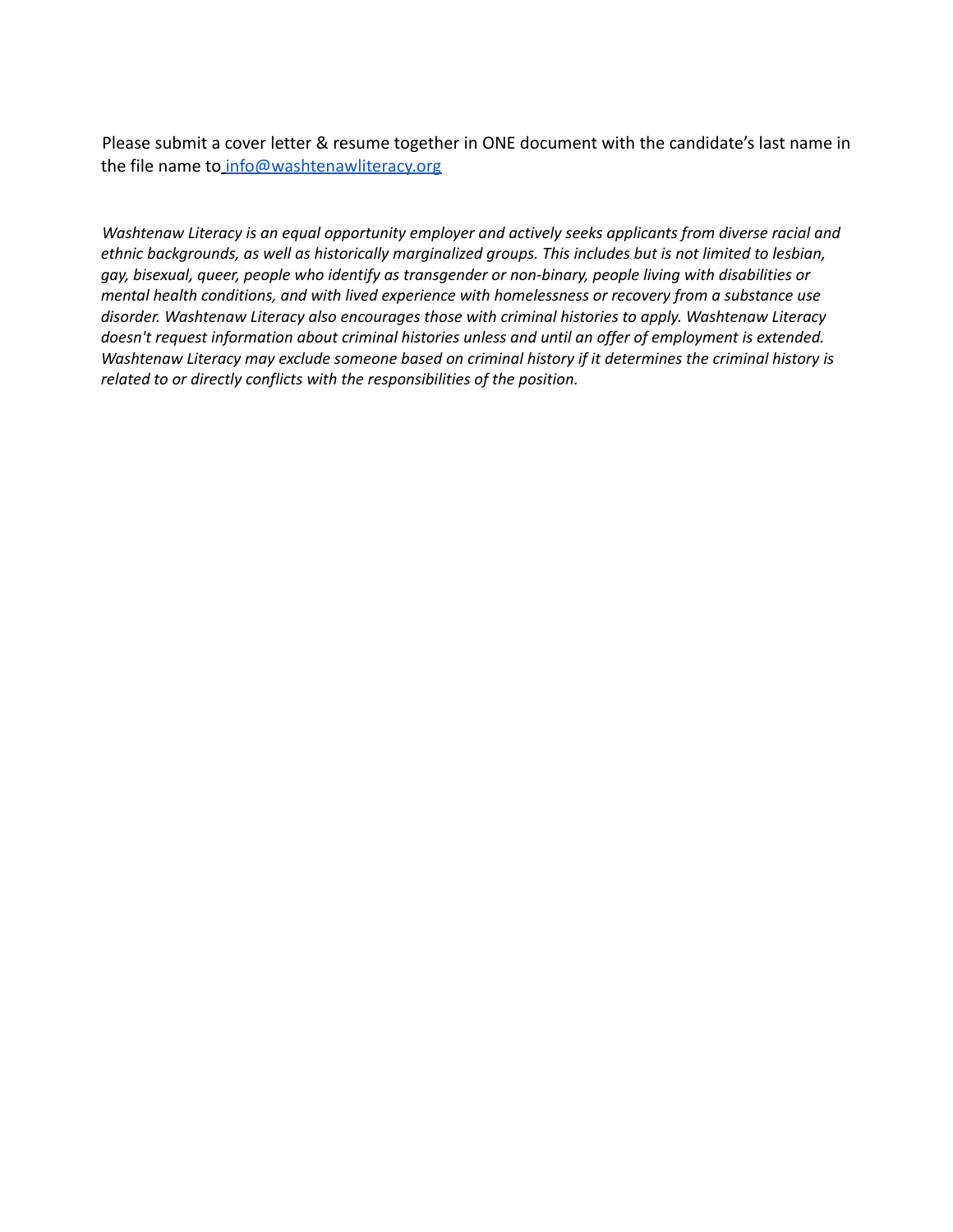Please submit a cover letter & resume together in ONE document with the candidate's last name in the file name to [info@washtenawliteracy.org](mailto:info@washtenawliteracy.org)

*Washtenaw Literacy is an equal opportunity employer and actively seeks applicants from diverse racial and ethnic backgrounds, as well as historically marginalized groups. This includes but is not limited to lesbian, gay, bisexual, queer, people who identify as transgender or non-binary, people living with disabilities or mental health conditions, and with lived experience with homelessness or recovery from a substance use disorder. Washtenaw Literacy also encourages those with criminal histories to apply. Washtenaw Literacy doesn't request information about criminal histories unless and until an offer of employment is extended. Washtenaw Literacy may exclude someone based on criminal history if it determines the criminal history is related to or directly conflicts with the responsibilities of the position.*